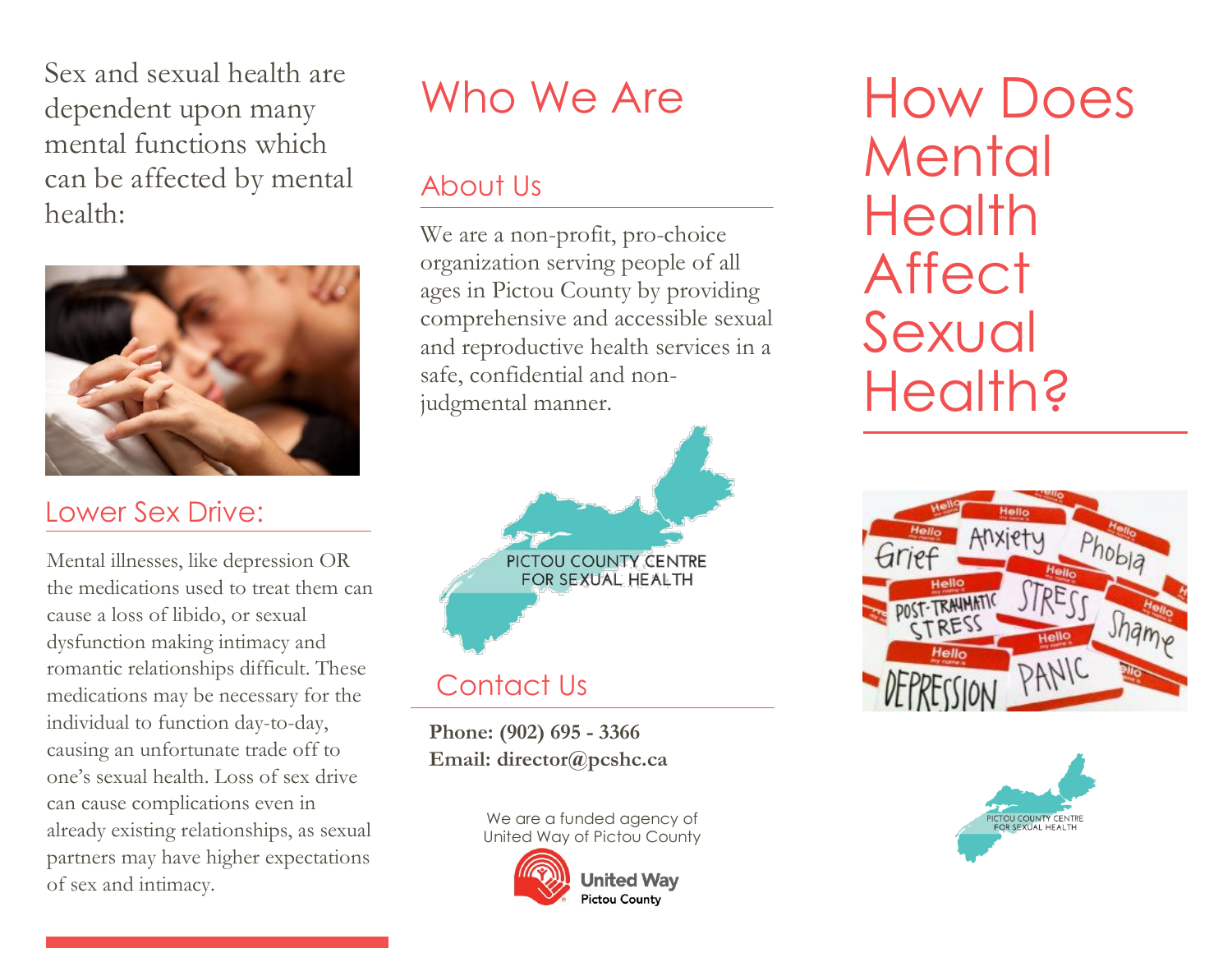Sex and sexual health are dependent upon many mental functions which can be affected by mental health:

## Lower Sex Drive:

Mental illnesses, like depression OR the medications used to treat them can cause a loss of libido, or sexual dysfunction making intimacy and romantic relationships difficult. These medications may be necessary for the individual to function day-to-day, causing an unfortunate trade off to one's sexual health. Loss of sex drive can cause complications even in already existing relationships, as sexual partners may have higher expectations of sex and intimacy.

# Who We Are

## About Us

We are a non-profit, pro-choice organization serving people of all ages in Pictou County by providing comprehensive and accessible sexual and reproductive health services in a safe, confidential and non-judgmental manner.

PICTOU COUNTY CENTRE FOR SEXUAL HEALTH

## Contact Us

**Phone: (902) 695 - 3366**
**Email: director@pcshc.ca**

We are a funded agency of United Way of Pictou County

United Way Pictou County

# How Does Mental Health Affect Sexual Health?

PICTOU COUNTY CENTRE FOR SEXUAL HEALTH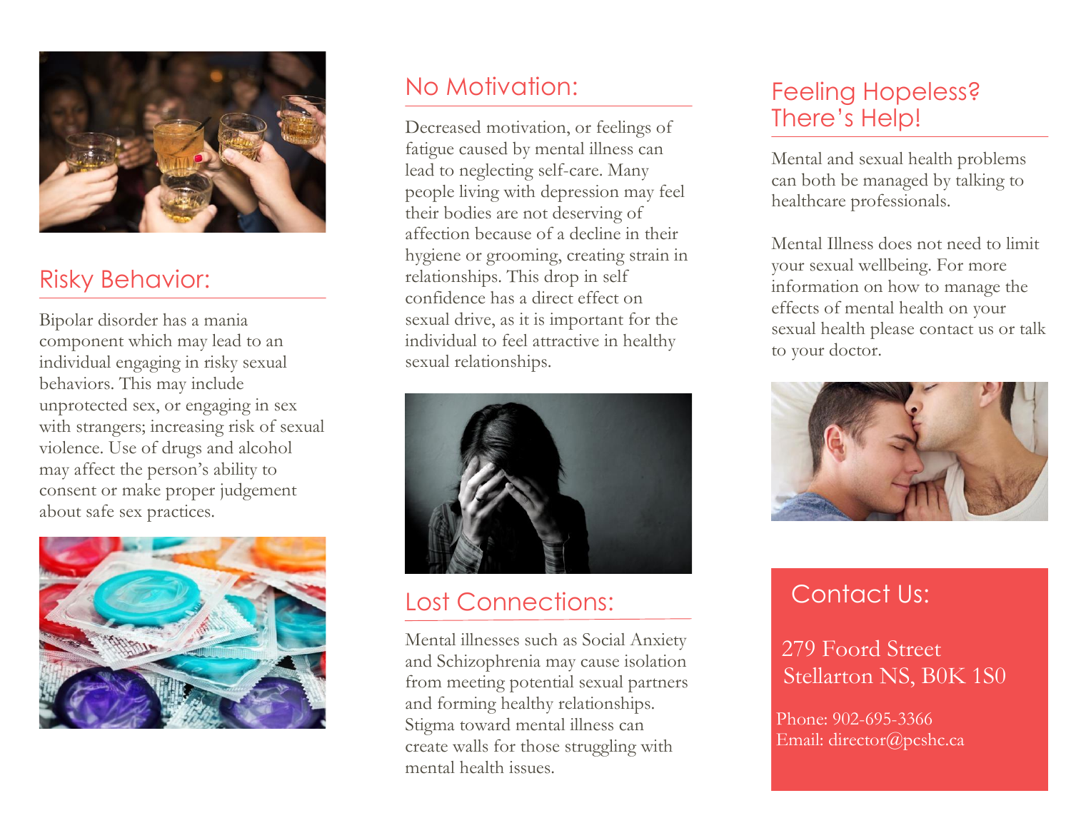## Risky Behavior:

Bipolar disorder has a mania component which may lead to an individual engaging in risky sexual behaviors. This may include unprotected sex, or engaging in sex with strangers; increasing risk of sexual violence. Use of drugs and alcohol may affect the person's ability to consent or make proper judgement about safe sex practices.

## No Motivation:

Decreased motivation, or feelings of fatigue caused by mental illness can lead to neglecting self-care. Many people living with depression may feel their bodies are not deserving of affection because of a decline in their hygiene or grooming, creating strain in relationships. This drop in self confidence has a direct effect on sexual drive, as it is important for the individual to feel attractive in healthy sexual relationships.

## Lost Connections:

Mental illnesses such as Social Anxiety and Schizophrenia may cause isolation from meeting potential sexual partners and forming healthy relationships. Stigma toward mental illness can create walls for those struggling with mental health issues.

## Feeling Hopeless? There's Help!

Mental and sexual health problems can both be managed by talking to healthcare professionals.

Mental Illness does not need to limit your sexual wellbeing. For more information on how to manage the effects of mental health on your sexual health please contact us or talk to your doctor.

## Contact Us:

279 Foord Street
Stellarton NS, B0K 1S0

Phone: 902-695-3366
Email: director@pcshc.ca